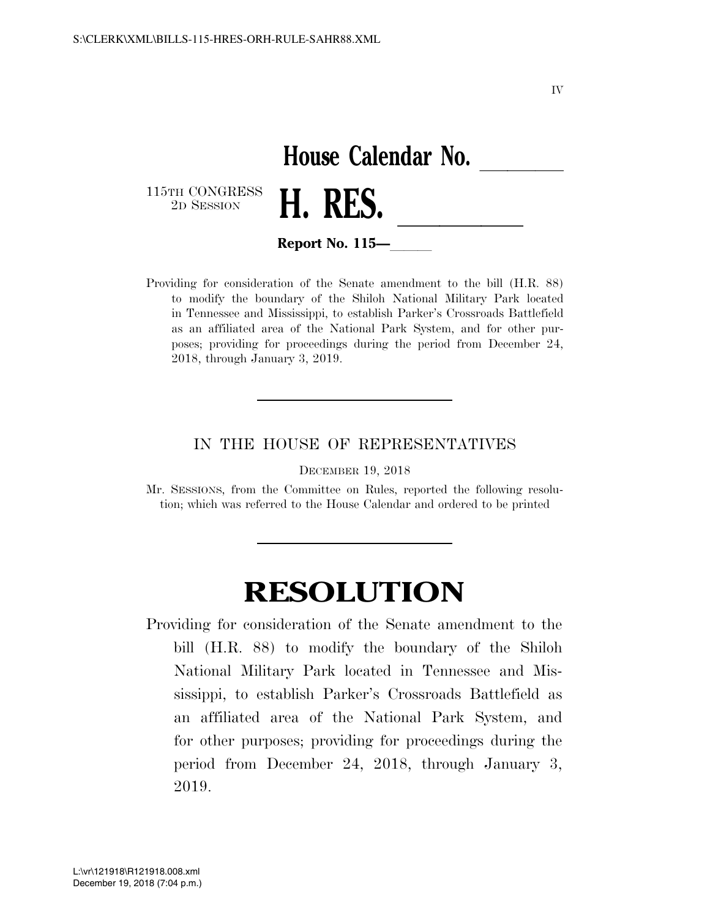IV

**House Calendar No. \_\_\_\_\_\_**

115TH CONGRESS
2D SESSION

# H. RES. \_\_\_\_\_\_\_\_

**Report No. 115—\_\_\_\_\_**

Providing for consideration of the Senate amendment to the bill (H.R. 88) to modify the boundary of the Shiloh National Military Park located in Tennessee and Mississippi, to establish Parker's Crossroads Battlefield as an affiliated area of the National Park System, and for other purposes; providing for proceedings during the period from December 24, 2018, through January 3, 2019.

---

IN THE HOUSE OF REPRESENTATIVES

DECEMBER 19, 2018

Mr. SESSIONS, from the Committee on Rules, reported the following resolution; which was referred to the House Calendar and ordered to be printed

---

# RESOLUTION

Providing for consideration of the Senate amendment to the bill (H.R. 88) to modify the boundary of the Shiloh National Military Park located in Tennessee and Mississippi, to establish Parker's Crossroads Battlefield as an affiliated area of the National Park System, and for other purposes; providing for proceedings during the period from December 24, 2018, through January 3, 2019.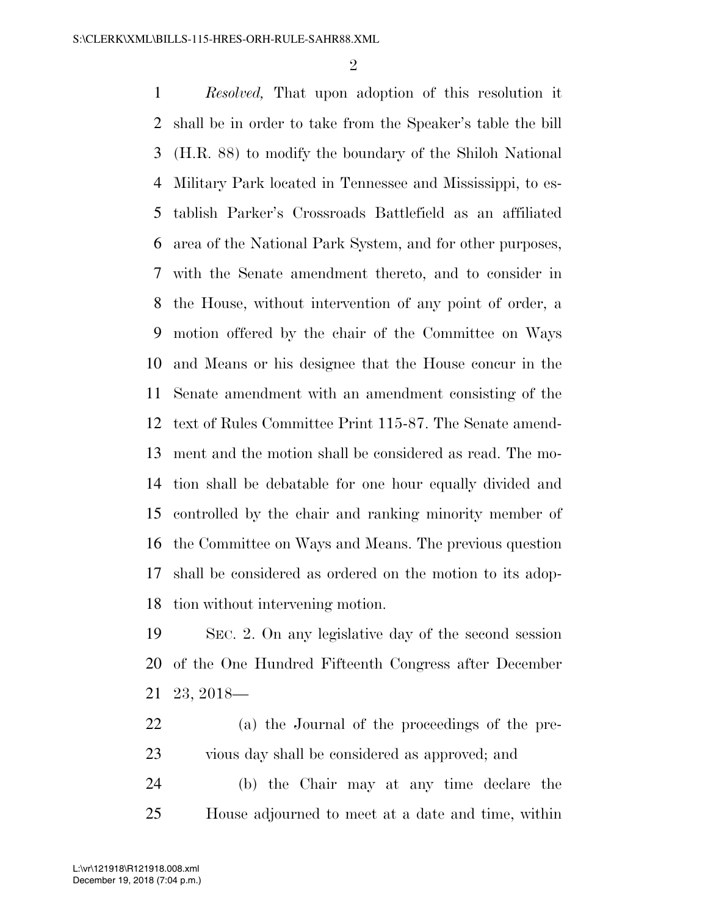*Resolved,* That upon adoption of this resolution it shall be in order to take from the Speaker's table the bill (H.R. 88) to modify the boundary of the Shiloh National Military Park located in Tennessee and Mississippi, to establish Parker's Crossroads Battlefield as an affiliated area of the National Park System, and for other purposes, with the Senate amendment thereto, and to consider in the House, without intervention of any point of order, a motion offered by the chair of the Committee on Ways and Means or his designee that the House concur in the Senate amendment with an amendment consisting of the text of Rules Committee Print 115-87. The Senate amendment and the motion shall be considered as read. The motion shall be debatable for one hour equally divided and controlled by the chair and ranking minority member of the Committee on Ways and Means. The previous question shall be considered as ordered on the motion to its adoption without intervening motion.

SEC. 2. On any legislative day of the second session of the One Hundred Fifteenth Congress after December 23, 2018—

(a) the Journal of the proceedings of the previous day shall be considered as approved; and

(b) the Chair may at any time declare the House adjourned to meet at a date and time, within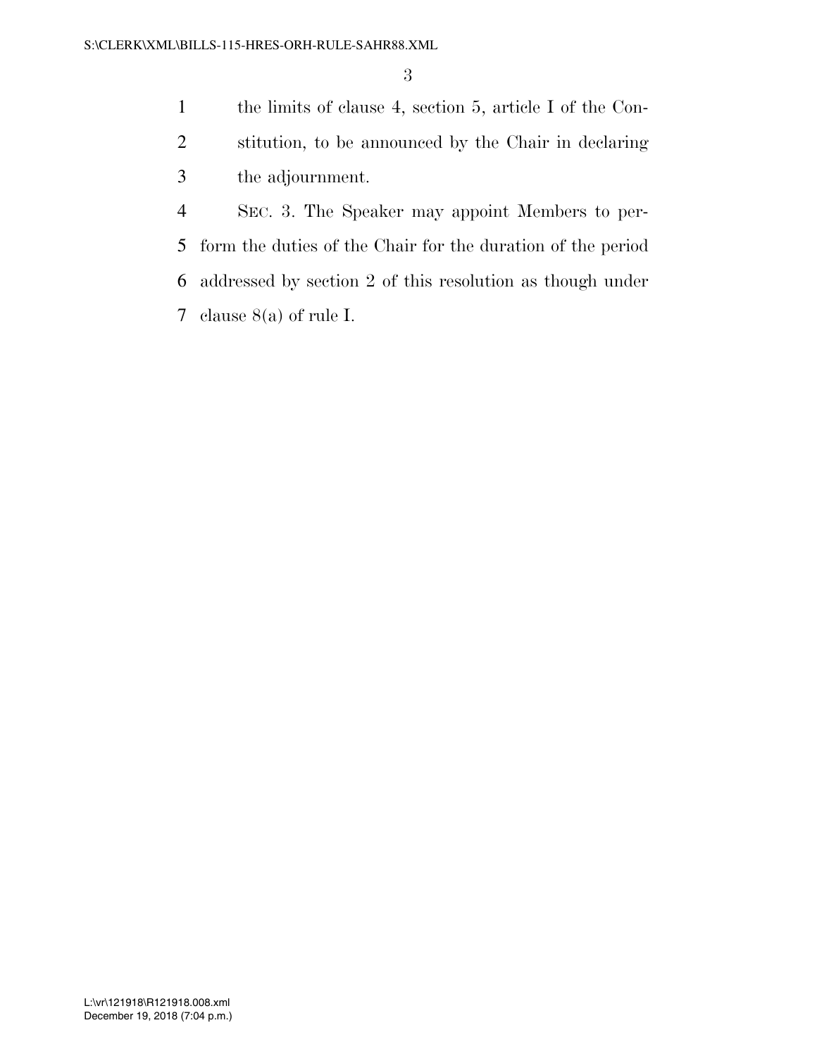the limits of clause 4, section 5, article I of the Constitution, to be announced by the Chair in declaring the adjournment.

SEC. 3. The Speaker may appoint Members to perform the duties of the Chair for the duration of the period addressed by section 2 of this resolution as though under clause 8(a) of rule I.